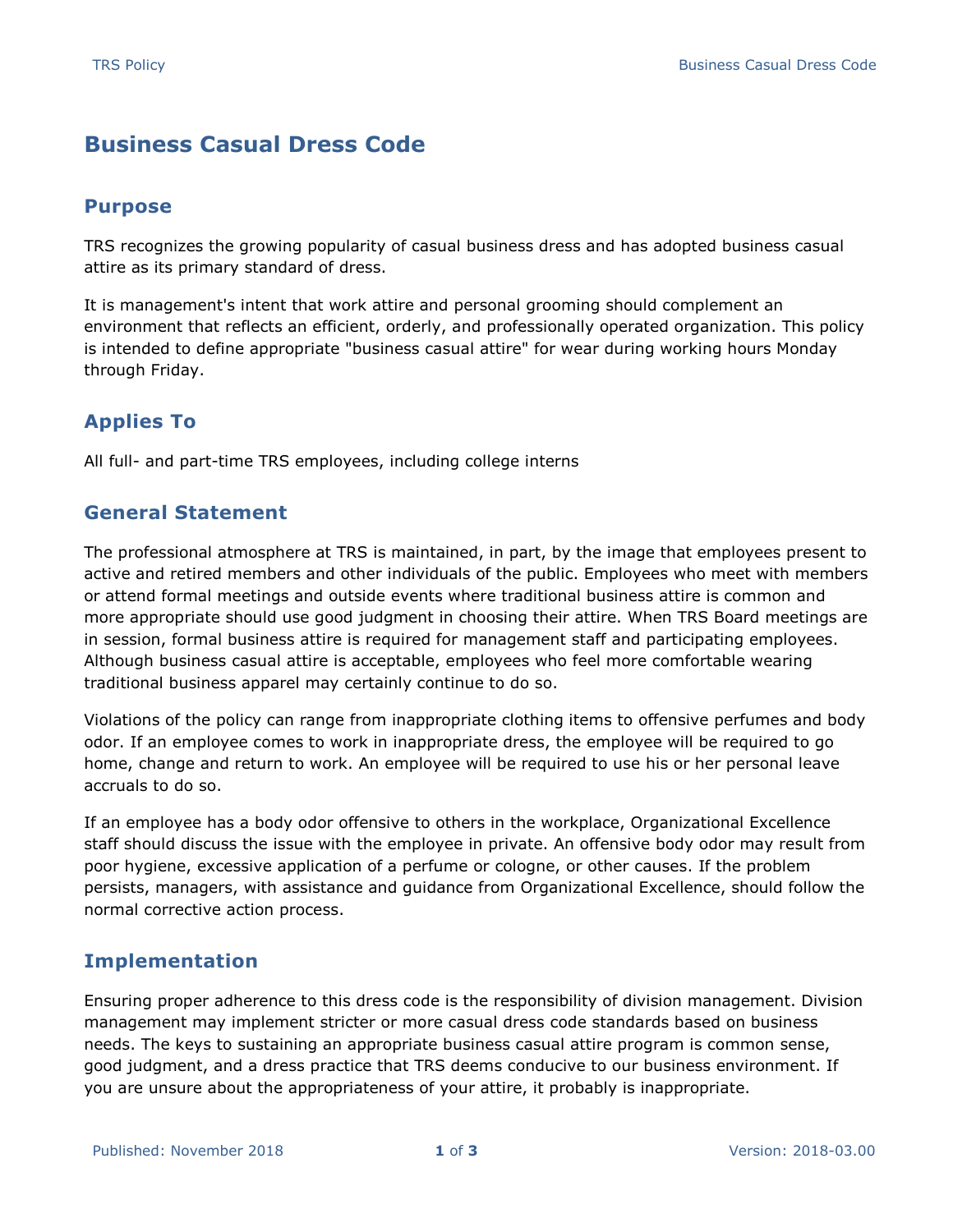# Business Casual Dress Code

## Purpose

TRS recognizes the growing popularity of casual business dress and has adopted business casual attire as its primary standard of dress.

It is management's intent that work attire and personal grooming should complement an environment that reflects an efficient, orderly, and professionally operated organization. This policy is intended to define appropriate "business casual attire" for wear during working hours Monday through Friday.

## Applies To

All full- and part-time TRS employees, including college interns

## General Statement

The professional atmosphere at TRS is maintained, in part, by the image that employees present to active and retired members and other individuals of the public. Employees who meet with members or attend formal meetings and outside events where traditional business attire is common and more appropriate should use good judgment in choosing their attire. When TRS Board meetings are in session, formal business attire is required for management staff and participating employees. Although business casual attire is acceptable, employees who feel more comfortable wearing traditional business apparel may certainly continue to do so.

Violations of the policy can range from inappropriate clothing items to offensive perfumes and body odor. If an employee comes to work in inappropriate dress, the employee will be required to go home, change and return to work. An employee will be required to use his or her personal leave accruals to do so.

If an employee has a body odor offensive to others in the workplace, Organizational Excellence staff should discuss the issue with the employee in private. An offensive body odor may result from poor hygiene, excessive application of a perfume or cologne, or other causes. If the problem persists, managers, with assistance and guidance from Organizational Excellence, should follow the normal corrective action process.

## Implementation

Ensuring proper adherence to this dress code is the responsibility of division management. Division management may implement stricter or more casual dress code standards based on business needs. The keys to sustaining an appropriate business casual attire program is common sense, good judgment, and a dress practice that TRS deems conducive to our business environment. If you are unsure about the appropriateness of your attire, it probably is inappropriate.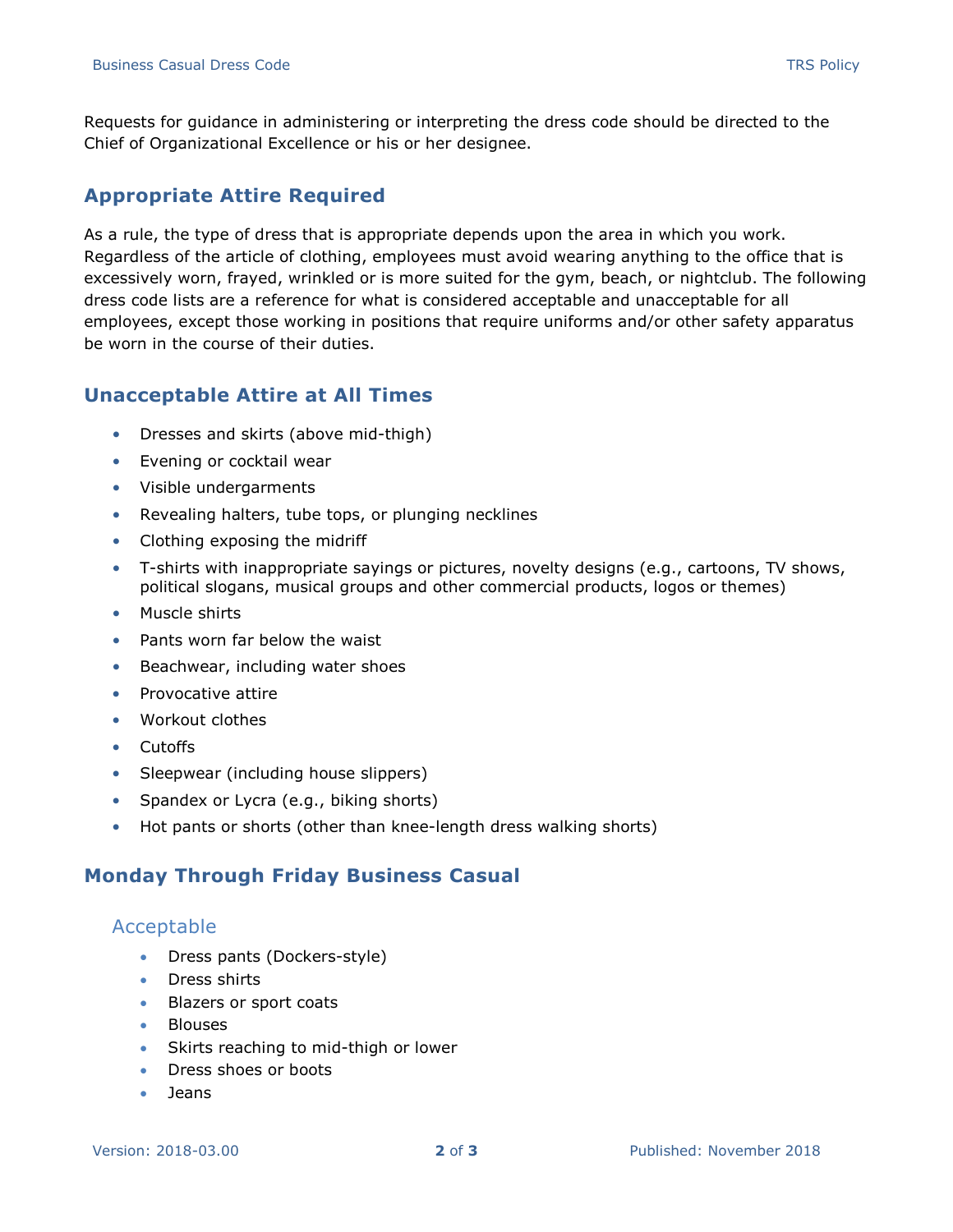Requests for guidance in administering or interpreting the dress code should be directed to the Chief of Organizational Excellence or his or her designee.

## Appropriate Attire Required

As a rule, the type of dress that is appropriate depends upon the area in which you work. Regardless of the article of clothing, employees must avoid wearing anything to the office that is excessively worn, frayed, wrinkled or is more suited for the gym, beach, or nightclub. The following dress code lists are a reference for what is considered acceptable and unacceptable for all employees, except those working in positions that require uniforms and/or other safety apparatus be worn in the course of their duties.

## Unacceptable Attire at All Times

- Dresses and skirts (above mid-thigh)
- Evening or cocktail wear
- Visible undergarments
- Revealing halters, tube tops, or plunging necklines
- Clothing exposing the midriff
- T-shirts with inappropriate sayings or pictures, novelty designs (e.g., cartoons, TV shows, political slogans, musical groups and other commercial products, logos or themes)
- Muscle shirts
- Pants worn far below the waist
- Beachwear, including water shoes
- Provocative attire
- Workout clothes
- Cutoffs
- Sleepwear (including house slippers)
- Spandex or Lycra (e.g., biking shorts)
- Hot pants or shorts (other than knee-length dress walking shorts)

## Monday Through Friday Business Casual

### Acceptable

- Dress pants (Dockers-style)
- Dress shirts
- Blazers or sport coats
- Blouses
- Skirts reaching to mid-thigh or lower
- Dress shoes or boots
- Jeans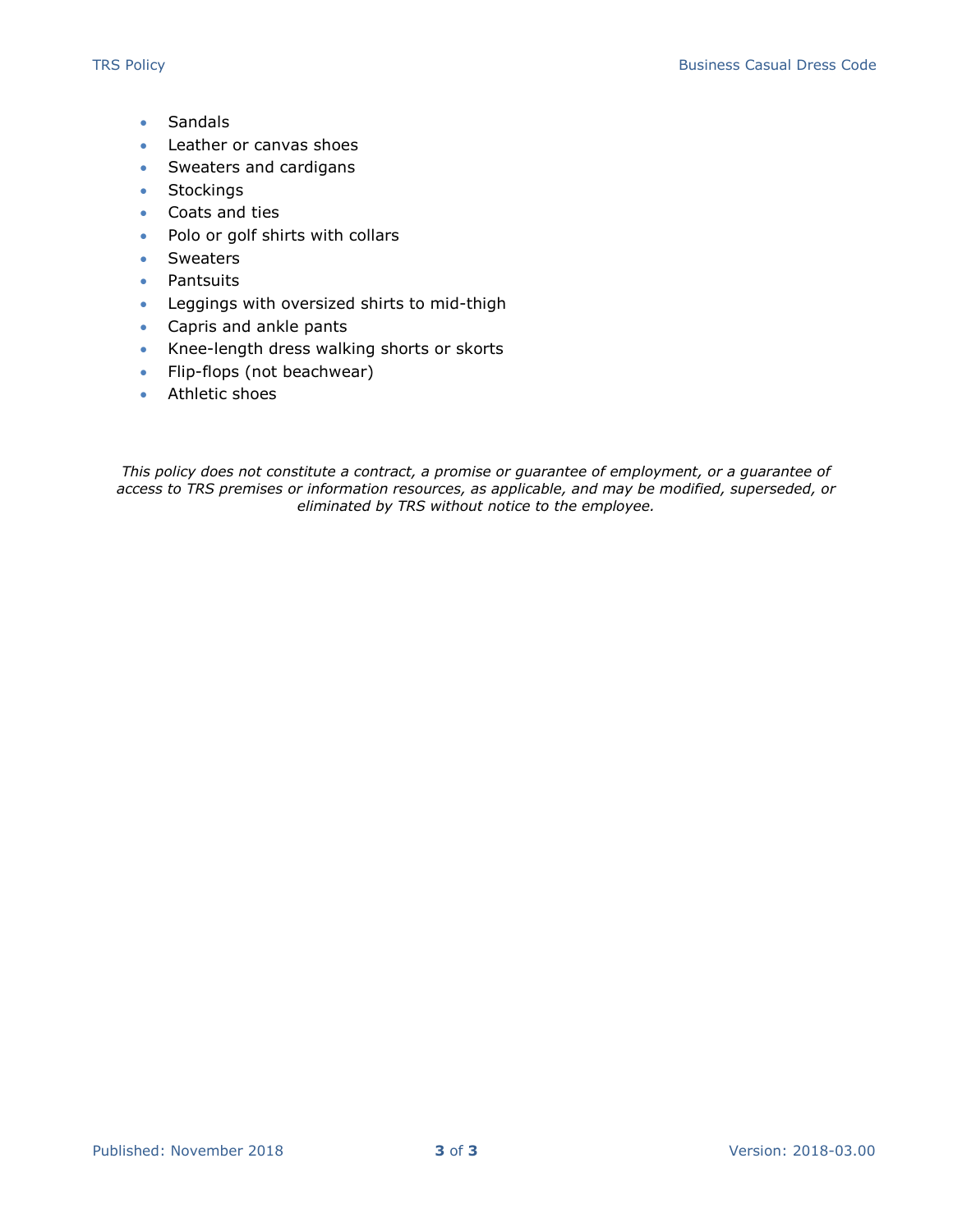- Sandals
- Leather or canvas shoes
- Sweaters and cardigans
- Stockings
- Coats and ties
- Polo or golf shirts with collars
- Sweaters
- Pantsuits
- Leggings with oversized shirts to mid-thigh
- Capris and ankle pants
- Knee-length dress walking shorts or skorts
- Flip-flops (not beachwear)
- Athletic shoes

*This policy does not constitute a contract, a promise or guarantee of employment, or a guarantee of access to TRS premises or information resources, as applicable, and may be modified, superseded, or eliminated by TRS without notice to the employee.*